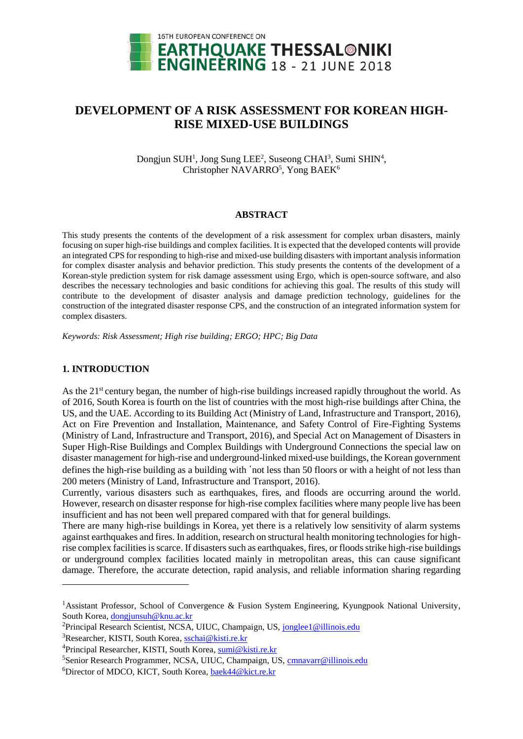# DEVELOPMENT OF A RISK ASSESSMENT FOR KOREAN HIGH-RISE MIXED-USE BUILDINGS

Dongjun SUH[1], Jong Sung LEE[2], Suseong CHAI[3], Sumi SHIN[4], Christopher NAVARRO[5], Yong BAEK[6]

## ABSTRACT

This study presents the contents of the development of a risk assessment for complex urban disasters, mainly focusing on super high-rise buildings and complex facilities. It is expected that the developed contents will provide an integrated CPS for responding to high-rise and mixed-use building disasters with important analysis information for complex disaster analysis and behavior prediction. This study presents the contents of the development of a Korean-style prediction system for risk damage assessment using Ergo, which is open-source software, and also describes the necessary technologies and basic conditions for achieving this goal. The results of this study will contribute to the development of disaster analysis and damage prediction technology, guidelines for the construction of the integrated disaster response CPS, and the construction of an integrated information system for complex disasters.

*Keywords: Risk Assessment; High rise building; ERGO; HPC; Big Data*

## 1. INTRODUCTION

As the 21st century began, the number of high-rise buildings increased rapidly throughout the world. As of 2016, South Korea is fourth on the list of countries with the most high-rise buildings after China, the US, and the UAE. According to its Building Act (Ministry of Land, Infrastructure and Transport, 2016), Act on Fire Prevention and Installation, Maintenance, and Safety Control of Fire-Fighting Systems (Ministry of Land, Infrastructure and Transport, 2016), and Special Act on Management of Disasters in Super High-Rise Buildings and Complex Buildings with Underground Connections the special law on disaster management for high-rise and underground-linked mixed-use buildings, the Korean government defines the high-rise building as a building with ʿnot less than 50 floors or with a height of not less than 200 meters (Ministry of Land, Infrastructure and Transport, 2016).

Currently, various disasters such as earthquakes, fires, and floods are occurring around the world. However, research on disaster response for high-rise complex facilities where many people live has been insufficient and has not been well prepared compared with that for general buildings.

There are many high-rise buildings in Korea, yet there is a relatively low sensitivity of alarm systems against earthquakes and fires. In addition, research on structural health monitoring technologies for high-rise complex facilities is scarce. If disasters such as earthquakes, fires, or floods strike high-rise buildings or underground complex facilities located mainly in metropolitan areas, this can cause significant damage. Therefore, the accurate detection, rapid analysis, and reliable information sharing regarding

---

[1]Assistant Professor, School of Convergence & Fusion System Engineering, Kyungpook National University, South Korea, dongjunsuh@knu.ac.kr

[2]Principal Research Scientist, NCSA, UIUC, Champaign, US, jonglee1@illinois.edu

[3]Researcher, KISTI, South Korea, sschai@kisti.re.kr

[4]Principal Researcher, KISTI, South Korea, sumi@kisti.re.kr

[5]Senior Research Programmer, NCSA, UIUC, Champaign, US, cmnavarr@illinois.edu

[6]Director of MDCO, KICT, South Korea, baek44@kict.re.kr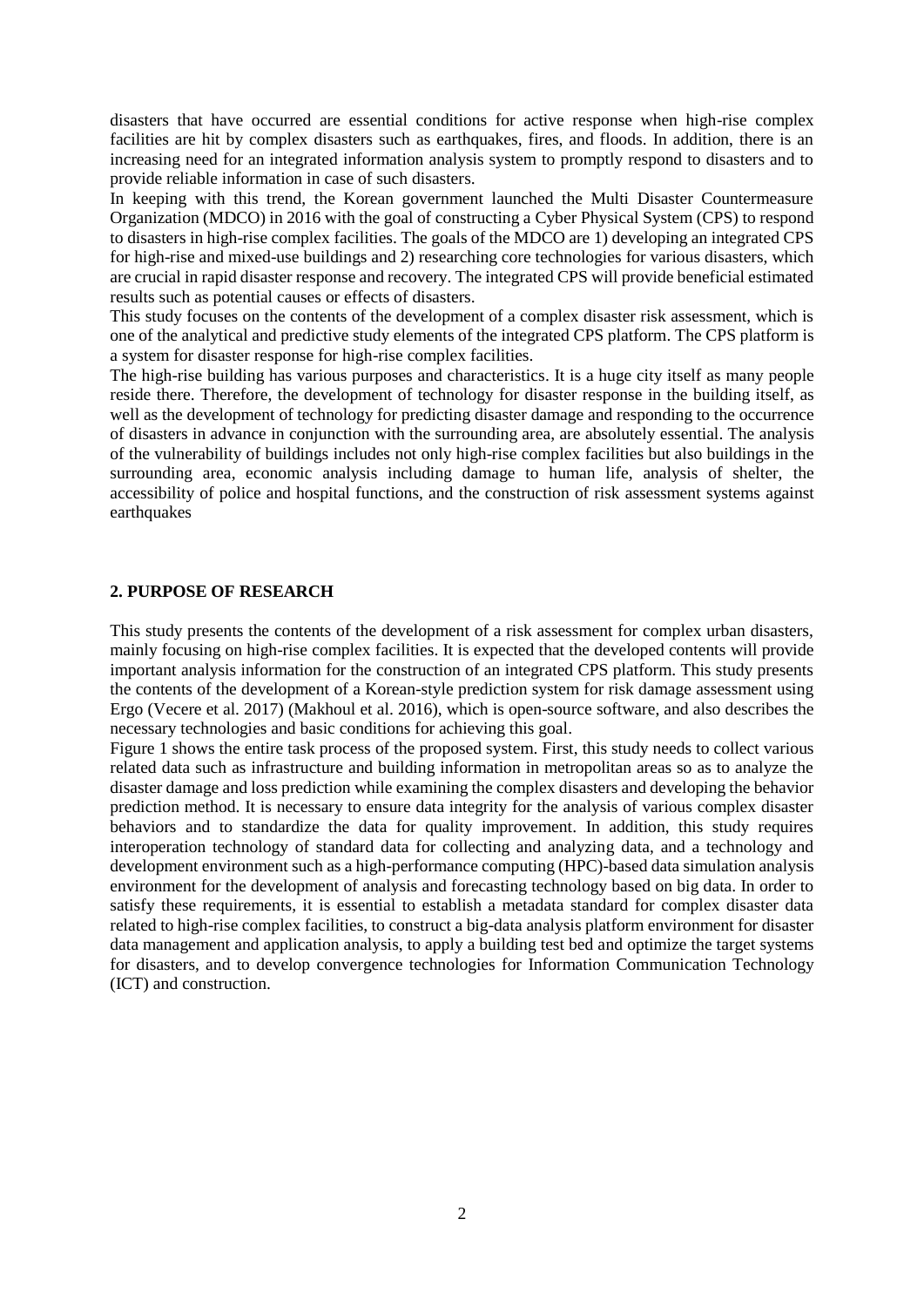disasters that have occurred are essential conditions for active response when high-rise complex facilities are hit by complex disasters such as earthquakes, fires, and floods. In addition, there is an increasing need for an integrated information analysis system to promptly respond to disasters and to provide reliable information in case of such disasters.

In keeping with this trend, the Korean government launched the Multi Disaster Countermeasure Organization (MDCO) in 2016 with the goal of constructing a Cyber Physical System (CPS) to respond to disasters in high-rise complex facilities. The goals of the MDCO are 1) developing an integrated CPS for high-rise and mixed-use buildings and 2) researching core technologies for various disasters, which are crucial in rapid disaster response and recovery. The integrated CPS will provide beneficial estimated results such as potential causes or effects of disasters.

This study focuses on the contents of the development of a complex disaster risk assessment, which is one of the analytical and predictive study elements of the integrated CPS platform. The CPS platform is a system for disaster response for high-rise complex facilities.

The high-rise building has various purposes and characteristics. It is a huge city itself as many people reside there. Therefore, the development of technology for disaster response in the building itself, as well as the development of technology for predicting disaster damage and responding to the occurrence of disasters in advance in conjunction with the surrounding area, are absolutely essential. The analysis of the vulnerability of buildings includes not only high-rise complex facilities but also buildings in the surrounding area, economic analysis including damage to human life, analysis of shelter, the accessibility of police and hospital functions, and the construction of risk assessment systems against earthquakes

## 2. PURPOSE OF RESEARCH

This study presents the contents of the development of a risk assessment for complex urban disasters, mainly focusing on high-rise complex facilities. It is expected that the developed contents will provide important analysis information for the construction of an integrated CPS platform. This study presents the contents of the development of a Korean-style prediction system for risk damage assessment using Ergo (Vecere et al. 2017) (Makhoul et al. 2016), which is open-source software, and also describes the necessary technologies and basic conditions for achieving this goal.

Figure 1 shows the entire task process of the proposed system. First, this study needs to collect various related data such as infrastructure and building information in metropolitan areas so as to analyze the disaster damage and loss prediction while examining the complex disasters and developing the behavior prediction method. It is necessary to ensure data integrity for the analysis of various complex disaster behaviors and to standardize the data for quality improvement. In addition, this study requires interoperation technology of standard data for collecting and analyzing data, and a technology and development environment such as a high-performance computing (HPC)-based data simulation analysis environment for the development of analysis and forecasting technology based on big data. In order to satisfy these requirements, it is essential to establish a metadata standard for complex disaster data related to high-rise complex facilities, to construct a big-data analysis platform environment for disaster data management and application analysis, to apply a building test bed and optimize the target systems for disasters, and to develop convergence technologies for Information Communication Technology (ICT) and construction.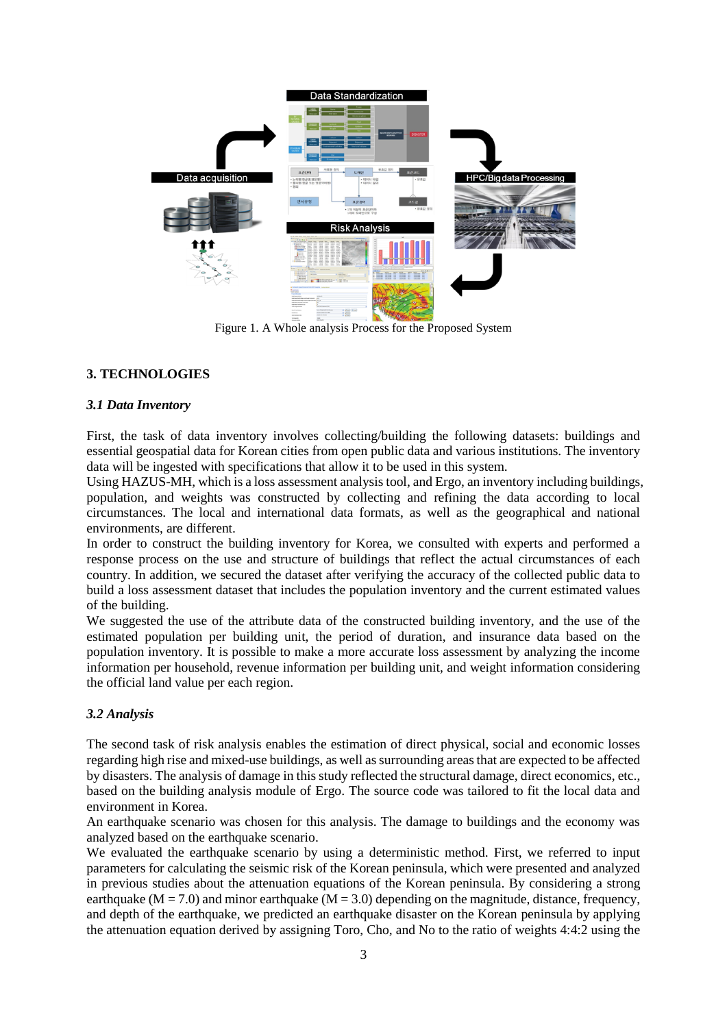Figure 1. A Whole analysis Process for the Proposed System

## 3. TECHNOLOGIES

### *3.1 Data Inventory*

First, the task of data inventory involves collecting/building the following datasets: buildings and essential geospatial data for Korean cities from open public data and various institutions. The inventory data will be ingested with specifications that allow it to be used in this system.

Using HAZUS-MH, which is a loss assessment analysis tool, and Ergo, an inventory including buildings, population, and weights was constructed by collecting and refining the data according to local circumstances. The local and international data formats, as well as the geographical and national environments, are different.

In order to construct the building inventory for Korea, we consulted with experts and performed a response process on the use and structure of buildings that reflect the actual circumstances of each country. In addition, we secured the dataset after verifying the accuracy of the collected public data to build a loss assessment dataset that includes the population inventory and the current estimated values of the building.

We suggested the use of the attribute data of the constructed building inventory, and the use of the estimated population per building unit, the period of duration, and insurance data based on the population inventory. It is possible to make a more accurate loss assessment by analyzing the income information per household, revenue information per building unit, and weight information considering the official land value per each region.

### *3.2 Analysis*

The second task of risk analysis enables the estimation of direct physical, social and economic losses regarding high rise and mixed-use buildings, as well as surrounding areas that are expected to be affected by disasters. The analysis of damage in this study reflected the structural damage, direct economics, etc., based on the building analysis module of Ergo. The source code was tailored to fit the local data and environment in Korea.

An earthquake scenario was chosen for this analysis. The damage to buildings and the economy was analyzed based on the earthquake scenario.

We evaluated the earthquake scenario by using a deterministic method. First, we referred to input parameters for calculating the seismic risk of the Korean peninsula, which were presented and analyzed in previous studies about the attenuation equations of the Korean peninsula. By considering a strong earthquake (M = 7.0) and minor earthquake (M = 3.0) depending on the magnitude, distance, frequency, and depth of the earthquake, we predicted an earthquake disaster on the Korean peninsula by applying the attenuation equation derived by assigning Toro, Cho, and No to the ratio of weights 4:4:2 using the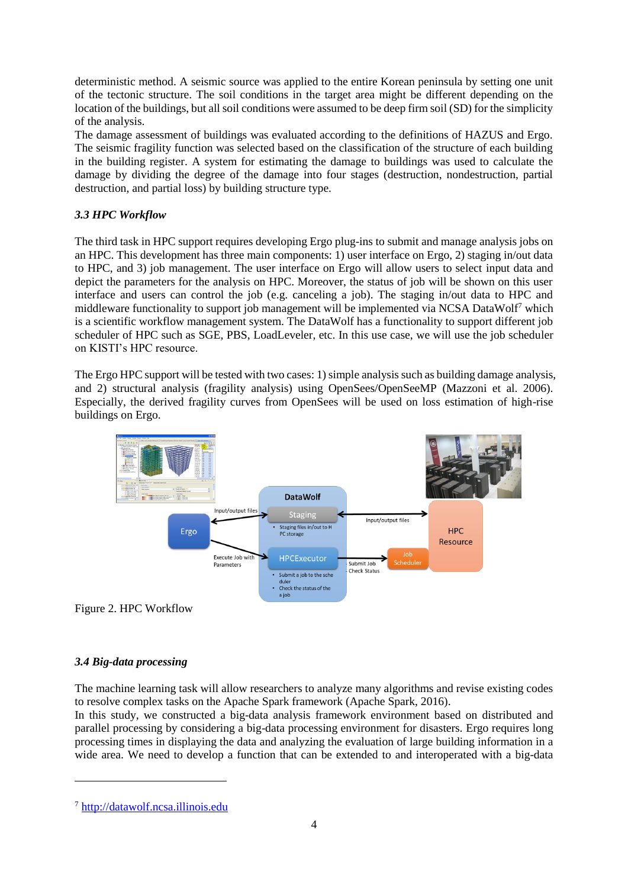deterministic method. A seismic source was applied to the entire Korean peninsula by setting one unit of the tectonic structure. The soil conditions in the target area might be different depending on the location of the buildings, but all soil conditions were assumed to be deep firm soil (SD) for the simplicity of the analysis.

The damage assessment of buildings was evaluated according to the definitions of HAZUS and Ergo. The seismic fragility function was selected based on the classification of the structure of each building in the building register. A system for estimating the damage to buildings was used to calculate the damage by dividing the degree of the damage into four stages (destruction, nondestruction, partial destruction, and partial loss) by building structure type.

### *3.3 HPC Workflow*

The third task in HPC support requires developing Ergo plug-ins to submit and manage analysis jobs on an HPC. This development has three main components: 1) user interface on Ergo, 2) staging in/out data to HPC, and 3) job management. The user interface on Ergo will allow users to select input data and depict the parameters for the analysis on HPC. Moreover, the status of job will be shown on this user interface and users can control the job (e.g. canceling a job). The staging in/out data to HPC and middleware functionality to support job management will be implemented via NCSA DataWolf[7] which is a scientific workflow management system. The DataWolf has a functionality to support different job scheduler of HPC such as SGE, PBS, LoadLeveler, etc. In this use case, we will use the job scheduler on KISTI's HPC resource.

The Ergo HPC support will be tested with two cases: 1) simple analysis such as building damage analysis, and 2) structural analysis (fragility analysis) using OpenSees/OpenSeeMP (Mazzoni et al. 2006). Especially, the derived fragility curves from OpenSees will be used on loss estimation of high-rise buildings on Ergo.

Figure 2. HPC Workflow

### *3.4 Big-data processing*

The machine learning task will allow researchers to analyze many algorithms and revise existing codes to resolve complex tasks on the Apache Spark framework (Apache Spark, 2016).

In this study, we constructed a big-data analysis framework environment based on distributed and parallel processing by considering a big-data processing environment for disasters. Ergo requires long processing times in displaying the data and analyzing the evaluation of large building information in a wide area. We need to develop a function that can be extended to and interoperated with a big-data

[7] http://datawolf.ncsa.illinois.edu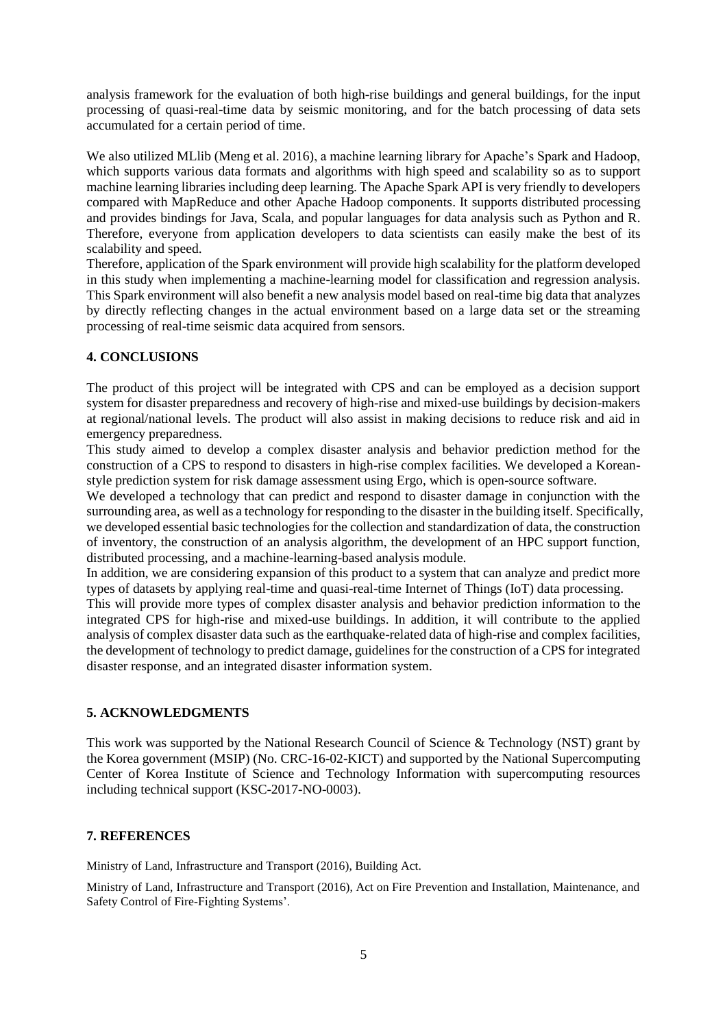analysis framework for the evaluation of both high-rise buildings and general buildings, for the input processing of quasi-real-time data by seismic monitoring, and for the batch processing of data sets accumulated for a certain period of time.

We also utilized MLlib (Meng et al. 2016), a machine learning library for Apache's Spark and Hadoop, which supports various data formats and algorithms with high speed and scalability so as to support machine learning libraries including deep learning. The Apache Spark API is very friendly to developers compared with MapReduce and other Apache Hadoop components. It supports distributed processing and provides bindings for Java, Scala, and popular languages for data analysis such as Python and R. Therefore, everyone from application developers to data scientists can easily make the best of its scalability and speed.

Therefore, application of the Spark environment will provide high scalability for the platform developed in this study when implementing a machine-learning model for classification and regression analysis. This Spark environment will also benefit a new analysis model based on real-time big data that analyzes by directly reflecting changes in the actual environment based on a large data set or the streaming processing of real-time seismic data acquired from sensors.

## 4. CONCLUSIONS

The product of this project will be integrated with CPS and can be employed as a decision support system for disaster preparedness and recovery of high-rise and mixed-use buildings by decision-makers at regional/national levels. The product will also assist in making decisions to reduce risk and aid in emergency preparedness.

This study aimed to develop a complex disaster analysis and behavior prediction method for the construction of a CPS to respond to disasters in high-rise complex facilities. We developed a Korean-style prediction system for risk damage assessment using Ergo, which is open-source software.

We developed a technology that can predict and respond to disaster damage in conjunction with the surrounding area, as well as a technology for responding to the disaster in the building itself. Specifically, we developed essential basic technologies for the collection and standardization of data, the construction of inventory, the construction of an analysis algorithm, the development of an HPC support function, distributed processing, and a machine-learning-based analysis module.

In addition, we are considering expansion of this product to a system that can analyze and predict more types of datasets by applying real-time and quasi-real-time Internet of Things (IoT) data processing.

This will provide more types of complex disaster analysis and behavior prediction information to the integrated CPS for high-rise and mixed-use buildings. In addition, it will contribute to the applied analysis of complex disaster data such as the earthquake-related data of high-rise and complex facilities, the development of technology to predict damage, guidelines for the construction of a CPS for integrated disaster response, and an integrated disaster information system.

## 5. ACKNOWLEDGMENTS

This work was supported by the National Research Council of Science & Technology (NST) grant by the Korea government (MSIP) (No. CRC-16-02-KICT) and supported by the National Supercomputing Center of Korea Institute of Science and Technology Information with supercomputing resources including technical support (KSC-2017-NO-0003).

## 7. REFERENCES

Ministry of Land, Infrastructure and Transport (2016), Building Act.

Ministry of Land, Infrastructure and Transport (2016), Act on Fire Prevention and Installation, Maintenance, and Safety Control of Fire-Fighting Systems'.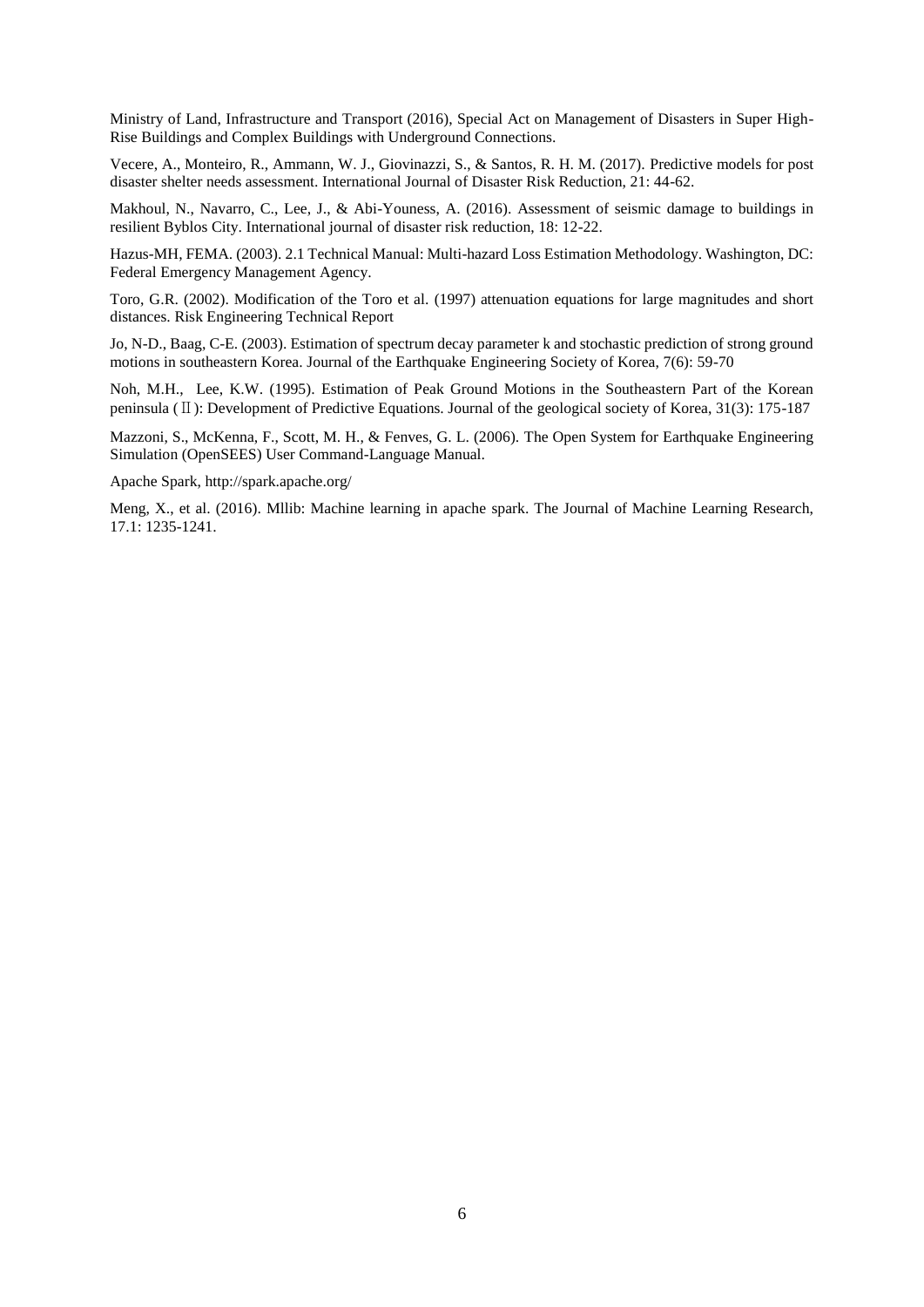Ministry of Land, Infrastructure and Transport (2016), Special Act on Management of Disasters in Super High-Rise Buildings and Complex Buildings with Underground Connections.

Vecere, A., Monteiro, R., Ammann, W. J., Giovinazzi, S., & Santos, R. H. M. (2017). Predictive models for post disaster shelter needs assessment. International Journal of Disaster Risk Reduction, 21: 44-62.

Makhoul, N., Navarro, C., Lee, J., & Abi-Youness, A. (2016). Assessment of seismic damage to buildings in resilient Byblos City. International journal of disaster risk reduction, 18: 12-22.

Hazus-MH, FEMA. (2003). 2.1 Technical Manual: Multi-hazard Loss Estimation Methodology. Washington, DC: Federal Emergency Management Agency.

Toro, G.R. (2002). Modification of the Toro et al. (1997) attenuation equations for large magnitudes and short distances. Risk Engineering Technical Report

Jo, N-D., Baag, C-E. (2003). Estimation of spectrum decay parameter k and stochastic prediction of strong ground motions in southeastern Korea. Journal of the Earthquake Engineering Society of Korea, 7(6): 59-70

Noh, M.H., Lee, K.W. (1995). Estimation of Peak Ground Motions in the Southeastern Part of the Korean peninsula (Ⅱ): Development of Predictive Equations. Journal of the geological society of Korea, 31(3): 175-187

Mazzoni, S., McKenna, F., Scott, M. H., & Fenves, G. L. (2006). The Open System for Earthquake Engineering Simulation (OpenSEES) User Command-Language Manual.

Apache Spark, http://spark.apache.org/

Meng, X., et al. (2016). Mllib: Machine learning in apache spark. The Journal of Machine Learning Research, 17.1: 1235-1241.